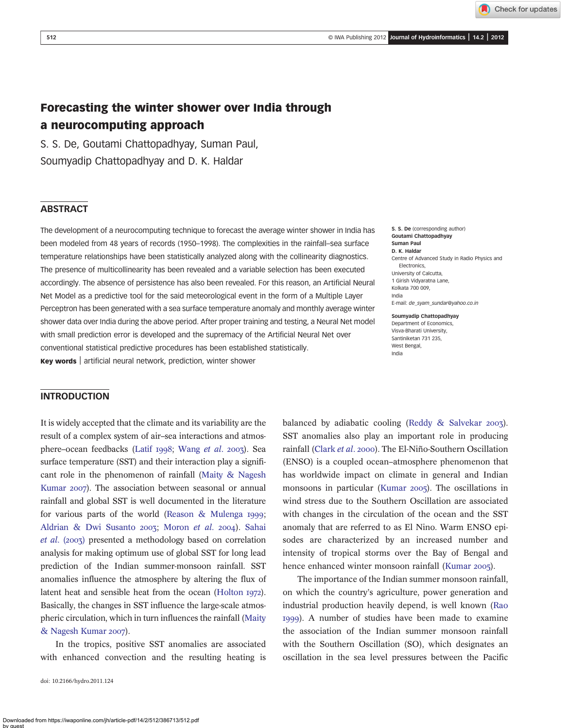# Forecasting the winter shower over India through a neurocomputing approach

S. S. De, Goutami Chattopadhyay, Suman Paul, Soumyadip Chattopadhyay and D. K. Haldar

## ABSTRACT

The development of a neurocomputing technique to forecast the average winter shower in India has been modeled from 48 years of records (1950–1998). The complexities in the rainfall–sea surface temperature relationships have been statistically analyzed along with the collinearity diagnostics. The presence of multicollinearity has been revealed and a variable selection has been executed accordingly. The absence of persistence has also been revealed. For this reason, an Artificial Neural Net Model as a predictive tool for the said meteorological event in the form of a Multiple Layer Perceptron has been generated with a sea surface temperature anomaly and monthly average winter shower data over India during the above period. After proper training and testing, a Neural Net model with small prediction error is developed and the supremacy of the Artificial Neural Net over conventional statistical predictive procedures has been established statistically.

**Key words** | artificial neural network, prediction, winter shower

**S. S. De** (corresponding author)
**Goutami Chattopadhyay**
**Suman Paul**
**D. K. Haldar**
Centre of Advanced Study in Radio Physics and Electronics,
University of Calcutta,
1 Girish Vidyaratna Lane,
Kolkata 700 009,
India
E-mail: *de_syam_sundar@yahoo.co.in*

**Soumyadip Chattopadhyay**
Department of Economics,
Visva-Bharati University,
Santiniketan 731 235,
West Bengal,
India

## INTRODUCTION

It is widely accepted that the climate and its variability are the result of a complex system of air–sea interactions and atmosphere–ocean feedbacks (Latif 1998; Wang *et al.* 2003). Sea surface temperature (SST) and their interaction play a significant role in the phenomenon of rainfall (Maity & Nagesh Kumar 2007). The association between seasonal or annual rainfall and global SST is well documented in the literature for various parts of the world (Reason & Mulenga 1999; Aldrian & Dwi Susanto 2003; Moron *et al.* 2004). Sahai *et al.* (2003) presented a methodology based on correlation analysis for making optimum use of global SST for long lead prediction of the Indian summer-monsoon rainfall. SST anomalies influence the atmosphere by altering the flux of latent heat and sensible heat from the ocean (Holton 1972). Basically, the changes in SST influence the large-scale atmospheric circulation, which in turn influences the rainfall (Maity & Nagesh Kumar 2007).

In the tropics, positive SST anomalies are associated with enhanced convection and the resulting heating is balanced by adiabatic cooling (Reddy & Salvekar 2003). SST anomalies also play an important role in producing rainfall (Clark *et al.* 2000). The El-Niño-Southern Oscillation (ENSO) is a coupled ocean–atmosphere phenomenon that has worldwide impact on climate in general and Indian monsoons in particular (Kumar 2005). The oscillations in wind stress due to the Southern Oscillation are associated with changes in the circulation of the ocean and the SST anomaly that are referred to as El Nino. Warm ENSO episodes are characterized by an increased number and intensity of tropical storms over the Bay of Bengal and hence enhanced winter monsoon rainfall (Kumar 2005).

The importance of the Indian summer monsoon rainfall, on which the country's agriculture, power generation and industrial production heavily depend, is well known (Rao 1999). A number of studies have been made to examine the association of the Indian summer monsoon rainfall with the Southern Oscillation (SO), which designates an oscillation in the sea level pressures between the Pacific

doi: 10.2166/hydro.2011.124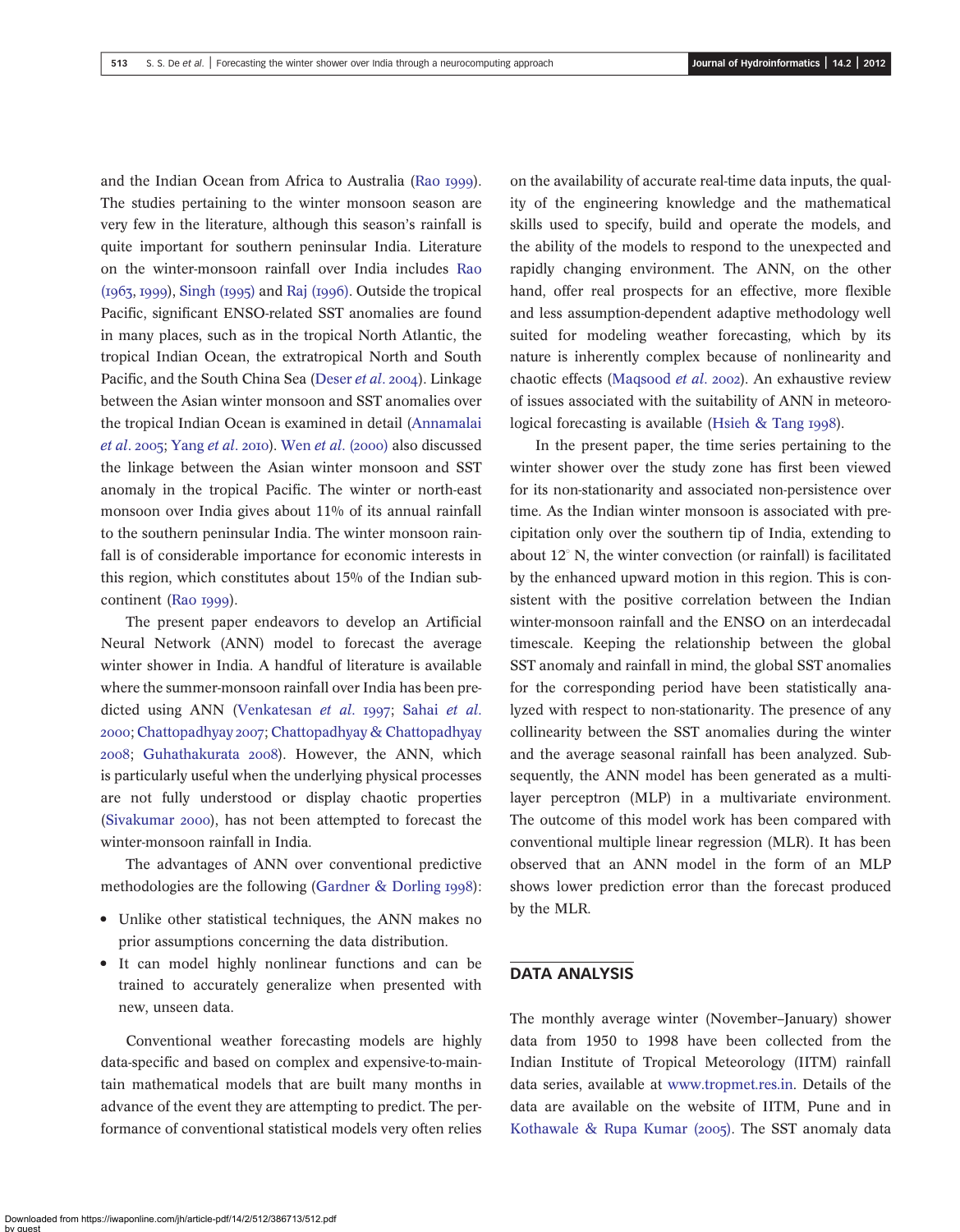and the Indian Ocean from Africa to Australia (Rao 1999). The studies pertaining to the winter monsoon season are very few in the literature, although this season's rainfall is quite important for southern peninsular India. Literature on the winter-monsoon rainfall over India includes Rao (1963, 1999), Singh (1995) and Raj (1996). Outside the tropical Pacific, significant ENSO-related SST anomalies are found in many places, such as in the tropical North Atlantic, the tropical Indian Ocean, the extratropical North and South Pacific, and the South China Sea (Deser *et al.* 2004). Linkage between the Asian winter monsoon and SST anomalies over the tropical Indian Ocean is examined in detail (Annamalai *et al.* 2005; Yang *et al.* 2010). Wen *et al.* (2000) also discussed the linkage between the Asian winter monsoon and SST anomaly in the tropical Pacific. The winter or north-east monsoon over India gives about 11% of its annual rainfall to the southern peninsular India. The winter monsoon rainfall is of considerable importance for economic interests in this region, which constitutes about 15% of the Indian subcontinent (Rao 1999).

The present paper endeavors to develop an Artificial Neural Network (ANN) model to forecast the average winter shower in India. A handful of literature is available where the summer-monsoon rainfall over India has been predicted using ANN (Venkatesan *et al.* 1997; Sahai *et al.* 2000; Chattopadhyay 2007; Chattopadhyay & Chattopadhyay 2008; Guhathakurata 2008). However, the ANN, which is particularly useful when the underlying physical processes are not fully understood or display chaotic properties (Sivakumar 2000), has not been attempted to forecast the winter-monsoon rainfall in India.

The advantages of ANN over conventional predictive methodologies are the following (Gardner & Dorling 1998):

- Unlike other statistical techniques, the ANN makes no prior assumptions concerning the data distribution.
- It can model highly nonlinear functions and can be trained to accurately generalize when presented with new, unseen data.

Conventional weather forecasting models are highly data-specific and based on complex and expensive-to-maintain mathematical models that are built many months in advance of the event they are attempting to predict. The performance of conventional statistical models very often relies on the availability of accurate real-time data inputs, the quality of the engineering knowledge and the mathematical skills used to specify, build and operate the models, and the ability of the models to respond to the unexpected and rapidly changing environment. The ANN, on the other hand, offer real prospects for an effective, more flexible and less assumption-dependent adaptive methodology well suited for modeling weather forecasting, which by its nature is inherently complex because of nonlinearity and chaotic effects (Maqsood *et al.* 2002). An exhaustive review of issues associated with the suitability of ANN in meteorological forecasting is available (Hsieh & Tang 1998).

In the present paper, the time series pertaining to the winter shower over the study zone has first been viewed for its non-stationarity and associated non-persistence over time. As the Indian winter monsoon is associated with precipitation only over the southern tip of India, extending to about 12° N, the winter convection (or rainfall) is facilitated by the enhanced upward motion in this region. This is consistent with the positive correlation between the Indian winter-monsoon rainfall and the ENSO on an interdecadal timescale. Keeping the relationship between the global SST anomaly and rainfall in mind, the global SST anomalies for the corresponding period have been statistically analyzed with respect to non-stationarity. The presence of any collinearity between the SST anomalies during the winter and the average seasonal rainfall has been analyzed. Subsequently, the ANN model has been generated as a multilayer perceptron (MLP) in a multivariate environment. The outcome of this model work has been compared with conventional multiple linear regression (MLR). It has been observed that an ANN model in the form of an MLP shows lower prediction error than the forecast produced by the MLR.

## DATA ANALYSIS

The monthly average winter (November–January) shower data from 1950 to 1998 have been collected from the Indian Institute of Tropical Meteorology (IITM) rainfall data series, available at www.tropmet.res.in. Details of the data are available on the website of IITM, Pune and in Kothawale & Rupa Kumar (2005). The SST anomaly data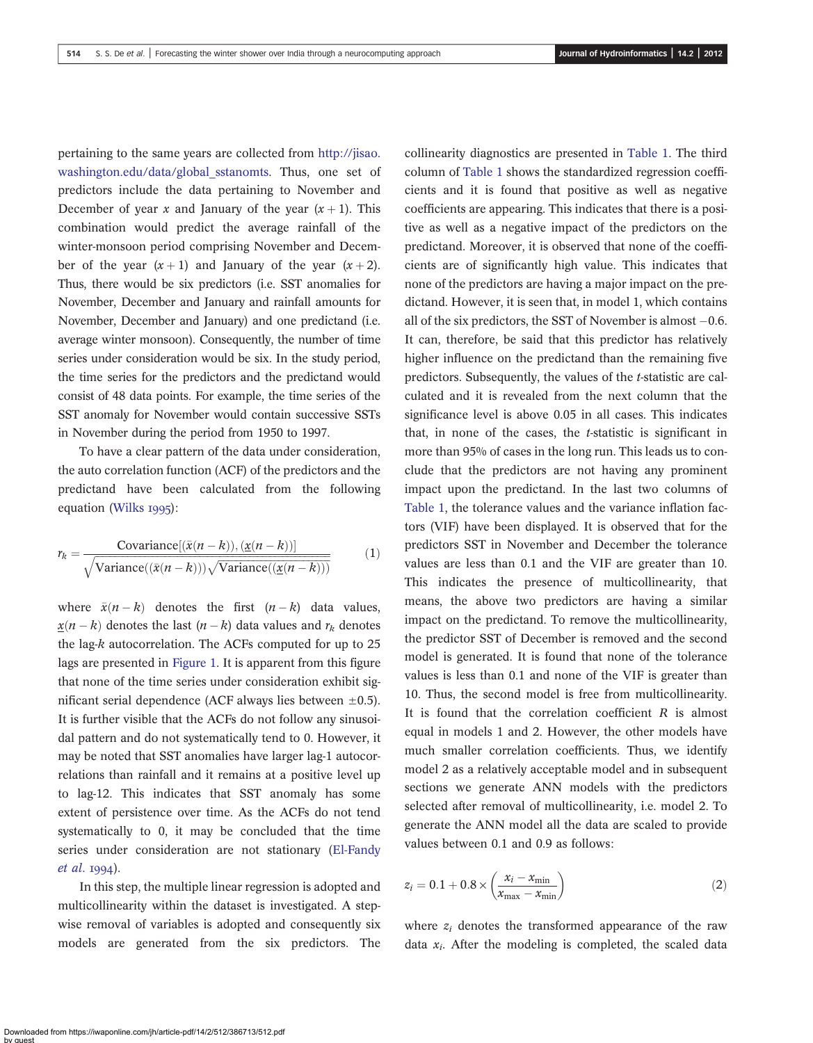pertaining to the same years are collected from http://jisao.washington.edu/data/global_sstanomts. Thus, one set of predictors include the data pertaining to November and December of year $x$ and January of the year $(x+1)$. This combination would predict the average rainfall of the winter-monsoon period comprising November and December of the year $(x+1)$ and January of the year $(x+2)$. Thus, there would be six predictors (i.e. SST anomalies for November, December and January and rainfall amounts for November, December and January) and one predictand (i.e. average winter monsoon). Consequently, the number of time series under consideration would be six. In the study period, the time series for the predictors and the predictand would consist of 48 data points. For example, the time series of the SST anomaly for November would contain successive SSTs in November during the period from 1950 to 1997.

To have a clear pattern of the data under consideration, the auto correlation function (ACF) of the predictors and the predictand have been calculated from the following equation (Wilks 1995):

$$r_k = \frac{\text{Covariance}[(\bar{x}(n-k)), (\underline{x}(n-k))]}{\sqrt{\text{Variance}((\bar{x}(n-k)))}\sqrt{\text{Variance}((\underline{x}(n-k)))}} \tag{1}$$

where $\bar{x}(n-k)$ denotes the first $(n-k)$ data values, $\underline{x}(n-k)$ denotes the last $(n-k)$ data values and $r_k$ denotes the lag-$k$ autocorrelation. The ACFs computed for up to 25 lags are presented in Figure 1. It is apparent from this figure that none of the time series under consideration exhibit significant serial dependence (ACF always lies between $\pm 0.5$). It is further visible that the ACFs do not follow any sinusoidal pattern and do not systematically tend to 0. However, it may be noted that SST anomalies have larger lag-1 autocorrelations than rainfall and it remains at a positive level up to lag-12. This indicates that SST anomaly has some extent of persistence over time. As the ACFs do not tend systematically to 0, it may be concluded that the time series under consideration are not stationary (El-Fandy *et al.* 1994).

In this step, the multiple linear regression is adopted and multicollinearity within the dataset is investigated. A stepwise removal of variables is adopted and consequently six models are generated from the six predictors. The collinearity diagnostics are presented in Table 1. The third column of Table 1 shows the standardized regression coefficients and it is found that positive as well as negative coefficients are appearing. This indicates that there is a positive as well as a negative impact of the predictors on the predictand. Moreover, it is observed that none of the coefficients are of significantly high value. This indicates that none of the predictors are having a major impact on the predictand. However, it is seen that, in model 1, which contains all of the six predictors, the SST of November is almost $-0.6$. It can, therefore, be said that this predictor has relatively higher influence on the predictand than the remaining five predictors. Subsequently, the values of the $t$-statistic are calculated and it is revealed from the next column that the significance level is above 0.05 in all cases. This indicates that, in none of the cases, the $t$-statistic is significant in more than 95% of cases in the long run. This leads us to conclude that the predictors are not having any prominent impact upon the predictand. In the last two columns of Table 1, the tolerance values and the variance inflation factors (VIF) have been displayed. It is observed that for the predictors SST in November and December the tolerance values are less than 0.1 and the VIF are greater than 10. This indicates the presence of multicollinearity, that means, the above two predictors are having a similar impact on the predictand. To remove the multicollinearity, the predictor SST of December is removed and the second model is generated. It is found that none of the tolerance values is less than 0.1 and none of the VIF is greater than 10. Thus, the second model is free from multicollinearity. It is found that the correlation coefficient $R$ is almost equal in models 1 and 2. However, the other models have much smaller correlation coefficients. Thus, we identify model 2 as a relatively acceptable model and in subsequent sections we generate ANN models with the predictors selected after removal of multicollinearity, i.e. model 2. To generate the ANN model all the data are scaled to provide values between 0.1 and 0.9 as follows:

$$z_i = 0.1 + 0.8 \times \left(\frac{x_i - x_{\min}}{x_{\max} - x_{\min}}\right) \tag{2}$$

where $z_i$ denotes the transformed appearance of the raw data $x_i$. After the modeling is completed, the scaled data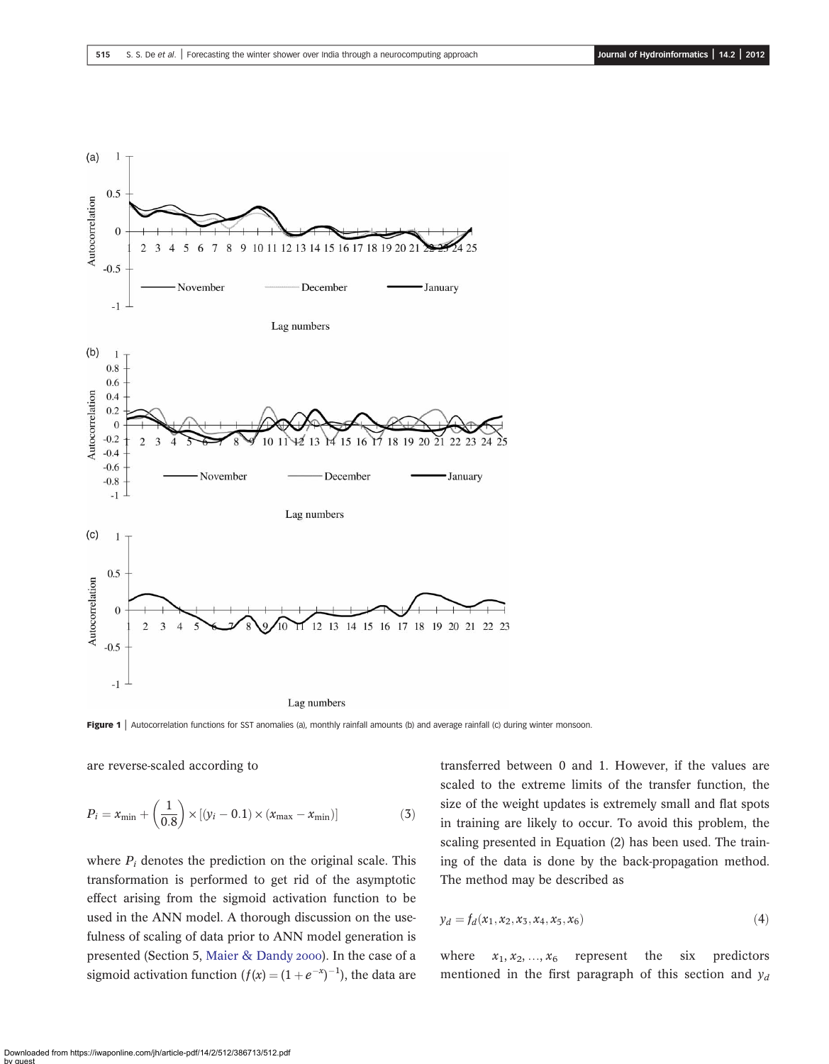(a)

1

0.5

0

-0.5

-1

Autocorrelation

1 2 3 4 5 6 7 8 9 10 11 12 13 14 15 16 17 18 19 20 21 22 23 24 25

November December January

Lag numbers

(b)

1
0.8
0.6
0.4
0.2
0
-0.2
-0.4
-0.6
-0.8
-1

Autocorrelation

2 3 4 5 6 7 8 9 10 11 12 13 14 15 16 17 18 19 20 21 22 23 24 25

November December January

Lag numbers

(c)

1

0.5

0

-0.5

-1

Autocorrelation

1 2 3 4 5 6 7 8 9 10 11 12 13 14 15 16 17 18 19 20 21 22 23

Lag numbers

**Figure 1** | Autocorrelation functions for SST anomalies (a), monthly rainfall amounts (b) and average rainfall (c) during winter monsoon.

are reverse-scaled according to

$$P_i = x_{\min} + \left(\frac{1}{0.8}\right) \times [(y_i - 0.1) \times (x_{\max} - x_{\min})] \tag{3}$$

where $P_i$ denotes the prediction on the original scale. This transformation is performed to get rid of the asymptotic effect arising from the sigmoid activation function to be used in the ANN model. A thorough discussion on the usefulness of scaling of data prior to ANN model generation is presented (Section 5, Maier & Dandy 2000). In the case of a sigmoid activation function ($f(x) = (1 + e^{-x})^{-1}$), the data are transferred between 0 and 1. However, if the values are scaled to the extreme limits of the transfer function, the size of the weight updates is extremely small and flat spots in training are likely to occur. To avoid this problem, the scaling presented in Equation (2) has been used. The training of the data is done by the back-propagation method. The method may be described as

$$y_d = f_d(x_1, x_2, x_3, x_4, x_5, x_6) \tag{4}$$

where $x_1, x_2, \ldots, x_6$ represent the six predictors mentioned in the first paragraph of this section and $y_d$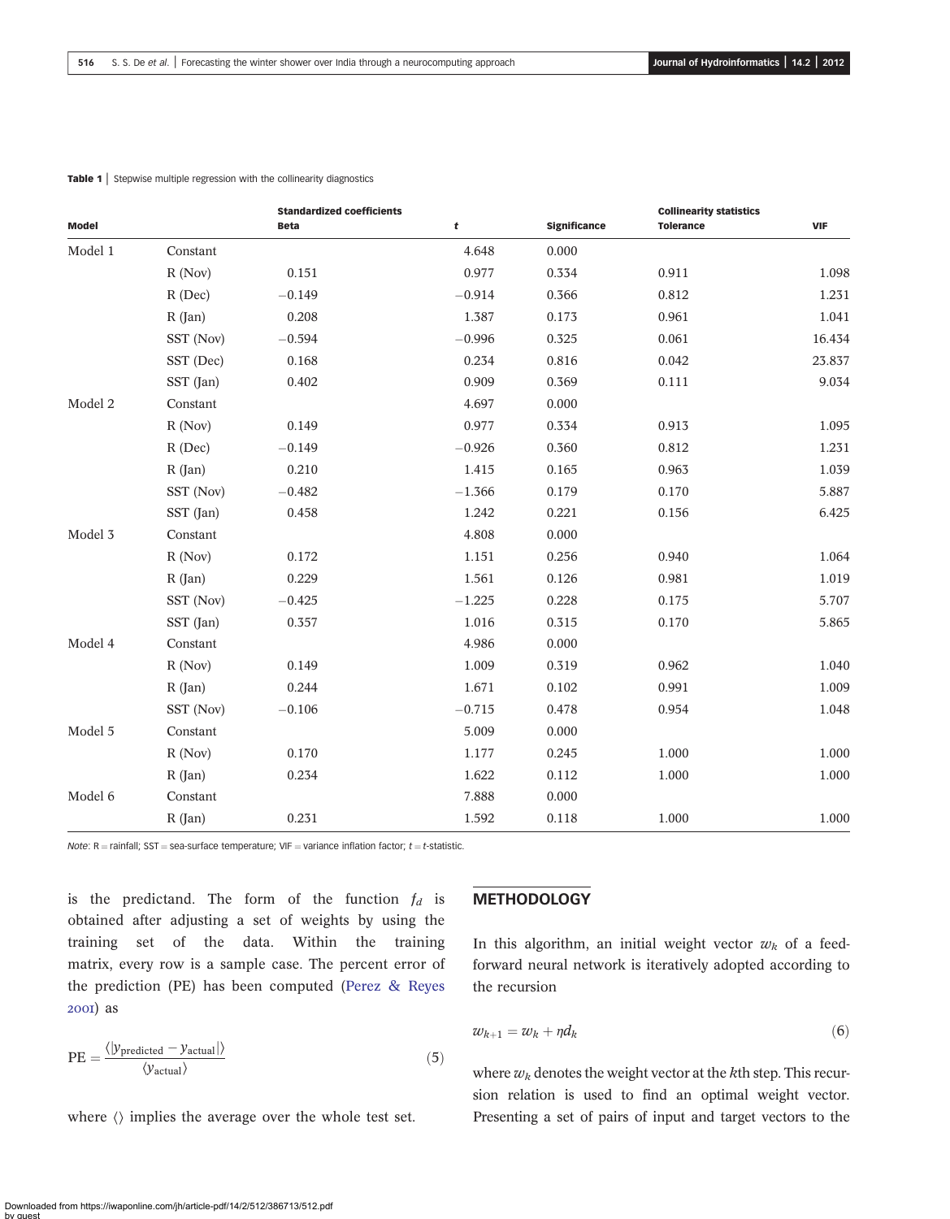**Table 1** | Stepwise multiple regression with the collinearity diagnostics

| Model | | Standardized coefficients Beta | $t$ | Significance | Collinearity statistics Tolerance | VIF |
|---|---|---|---|---|---|---|
| Model 1 | Constant | | 4.648 | 0.000 | | |
| | R (Nov) | 0.151 | 0.977 | 0.334 | 0.911 | 1.098 |
| | R (Dec) | −0.149 | −0.914 | 0.366 | 0.812 | 1.231 |
| | R (Jan) | 0.208 | 1.387 | 0.173 | 0.961 | 1.041 |
| | SST (Nov) | −0.594 | −0.996 | 0.325 | 0.061 | 16.434 |
| | SST (Dec) | 0.168 | 0.234 | 0.816 | 0.042 | 23.837 |
| | SST (Jan) | 0.402 | 0.909 | 0.369 | 0.111 | 9.034 |
| Model 2 | Constant | | 4.697 | 0.000 | | |
| | R (Nov) | 0.149 | 0.977 | 0.334 | 0.913 | 1.095 |
| | R (Dec) | −0.149 | −0.926 | 0.360 | 0.812 | 1.231 |
| | R (Jan) | 0.210 | 1.415 | 0.165 | 0.963 | 1.039 |
| | SST (Nov) | −0.482 | −1.366 | 0.179 | 0.170 | 5.887 |
| | SST (Jan) | 0.458 | 1.242 | 0.221 | 0.156 | 6.425 |
| Model 3 | Constant | | 4.808 | 0.000 | | |
| | R (Nov) | 0.172 | 1.151 | 0.256 | 0.940 | 1.064 |
| | R (Jan) | 0.229 | 1.561 | 0.126 | 0.981 | 1.019 |
| | SST (Nov) | −0.425 | −1.225 | 0.228 | 0.175 | 5.707 |
| | SST (Jan) | 0.357 | 1.016 | 0.315 | 0.170 | 5.865 |
| Model 4 | Constant | | 4.986 | 0.000 | | |
| | R (Nov) | 0.149 | 1.009 | 0.319 | 0.962 | 1.040 |
| | R (Jan) | 0.244 | 1.671 | 0.102 | 0.991 | 1.009 |
| | SST (Nov) | −0.106 | −0.715 | 0.478 | 0.954 | 1.048 |
| Model 5 | Constant | | 5.009 | 0.000 | | |
| | R (Nov) | 0.170 | 1.177 | 0.245 | 1.000 | 1.000 |
| | R (Jan) | 0.234 | 1.622 | 0.112 | 1.000 | 1.000 |
| Model 6 | Constant | | 7.888 | 0.000 | | |
| | R (Jan) | 0.231 | 1.592 | 0.118 | 1.000 | 1.000 |

*Note*: R = rainfall; SST = sea-surface temperature; VIF = variance inflation factor; $t$ = $t$-statistic.

is the predictand. The form of the function $f_d$ is obtained after adjusting a set of weights by using the training set of the data. Within the training matrix, every row is a sample case. The percent error of the prediction (PE) has been computed (Perez & Reyes 2001) as

$$\mathrm{PE} = \frac{\langle |y_{\mathrm{predicted}} - y_{\mathrm{actual}}| \rangle}{\langle y_{\mathrm{actual}} \rangle} \tag{5}$$

where $\langle\rangle$ implies the average over the whole test set.

## METHODOLOGY

In this algorithm, an initial weight vector $w_k$ of a feed-forward neural network is iteratively adopted according to the recursion

$$w_{k+1} = w_k + \eta d_k \tag{6}$$

where $w_k$ denotes the weight vector at the $k$th step. This recursion relation is used to find an optimal weight vector. Presenting a set of pairs of input and target vectors to the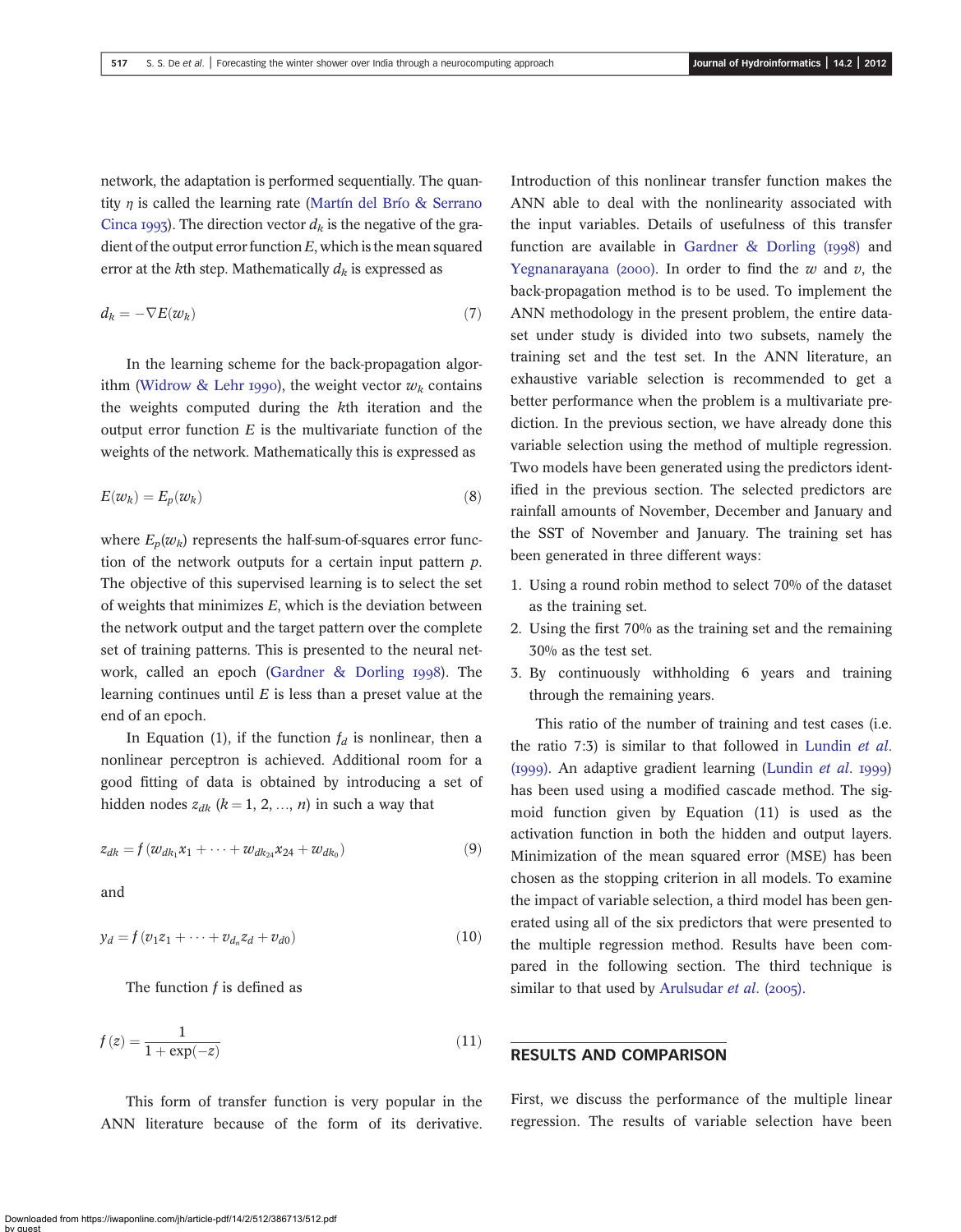network, the adaptation is performed sequentially. The quantity $\eta$ is called the learning rate (Martín del Brío & Serrano Cinca 1993). The direction vector $d_k$ is the negative of the gradient of the output error function $E$, which is the mean squared error at the $k$th step. Mathematically $d_k$ is expressed as

$$d_k = -\nabla E(w_k) \tag{7}$$

In the learning scheme for the back-propagation algorithm (Widrow & Lehr 1990), the weight vector $w_k$ contains the weights computed during the $k$th iteration and the output error function $E$ is the multivariate function of the weights of the network. Mathematically this is expressed as

$$E(w_k) = E_p(w_k) \tag{8}$$

where $E_p(w_k)$ represents the half-sum-of-squares error function of the network outputs for a certain input pattern $p$. The objective of this supervised learning is to select the set of weights that minimizes $E$, which is the deviation between the network output and the target pattern over the complete set of training patterns. This is presented to the neural network, called an epoch (Gardner & Dorling 1998). The learning continues until $E$ is less than a preset value at the end of an epoch.

In Equation (1), if the function $f_d$ is nonlinear, then a nonlinear perceptron is achieved. Additional room for a good fitting of data is obtained by introducing a set of hidden nodes $z_{dk}$ ($k = 1, 2, \ldots, n$) in such a way that

$$z_{dk} = f(w_{dk_1}x_1 + \cdots + w_{dk_{24}}x_{24} + w_{dk_0}) \tag{9}$$

and

$$y_d = f(v_1 z_1 + \cdots + v_{d_n} z_d + v_{d0}) \tag{10}$$

The function $f$ is defined as

$$f(z) = \frac{1}{1 + \exp(-z)} \tag{11}$$

This form of transfer function is very popular in the ANN literature because of the form of its derivative. Introduction of this nonlinear transfer function makes the ANN able to deal with the nonlinearity associated with the input variables. Details of usefulness of this transfer function are available in Gardner & Dorling (1998) and Yegnanarayana (2000). In order to find the $w$ and $v$, the back-propagation method is to be used. To implement the ANN methodology in the present problem, the entire dataset under study is divided into two subsets, namely the training set and the test set. In the ANN literature, an exhaustive variable selection is recommended to get a better performance when the problem is a multivariate prediction. In the previous section, we have already done this variable selection using the method of multiple regression. Two models have been generated using the predictors identified in the previous section. The selected predictors are rainfall amounts of November, December and January and the SST of November and January. The training set has been generated in three different ways:

1. Using a round robin method to select 70% of the dataset as the training set.
2. Using the first 70% as the training set and the remaining 30% as the test set.
3. By continuously withholding 6 years and training through the remaining years.

This ratio of the number of training and test cases (i.e. the ratio 7:3) is similar to that followed in Lundin *et al.* (1999). An adaptive gradient learning (Lundin *et al.* 1999) has been used using a modified cascade method. The sigmoid function given by Equation (11) is used as the activation function in both the hidden and output layers. Minimization of the mean squared error (MSE) has been chosen as the stopping criterion in all models. To examine the impact of variable selection, a third model has been generated using all of the six predictors that were presented to the multiple regression method. Results have been compared in the following section. The third technique is similar to that used by Arulsudar *et al.* (2005).

## RESULTS AND COMPARISON

First, we discuss the performance of the multiple linear regression. The results of variable selection have been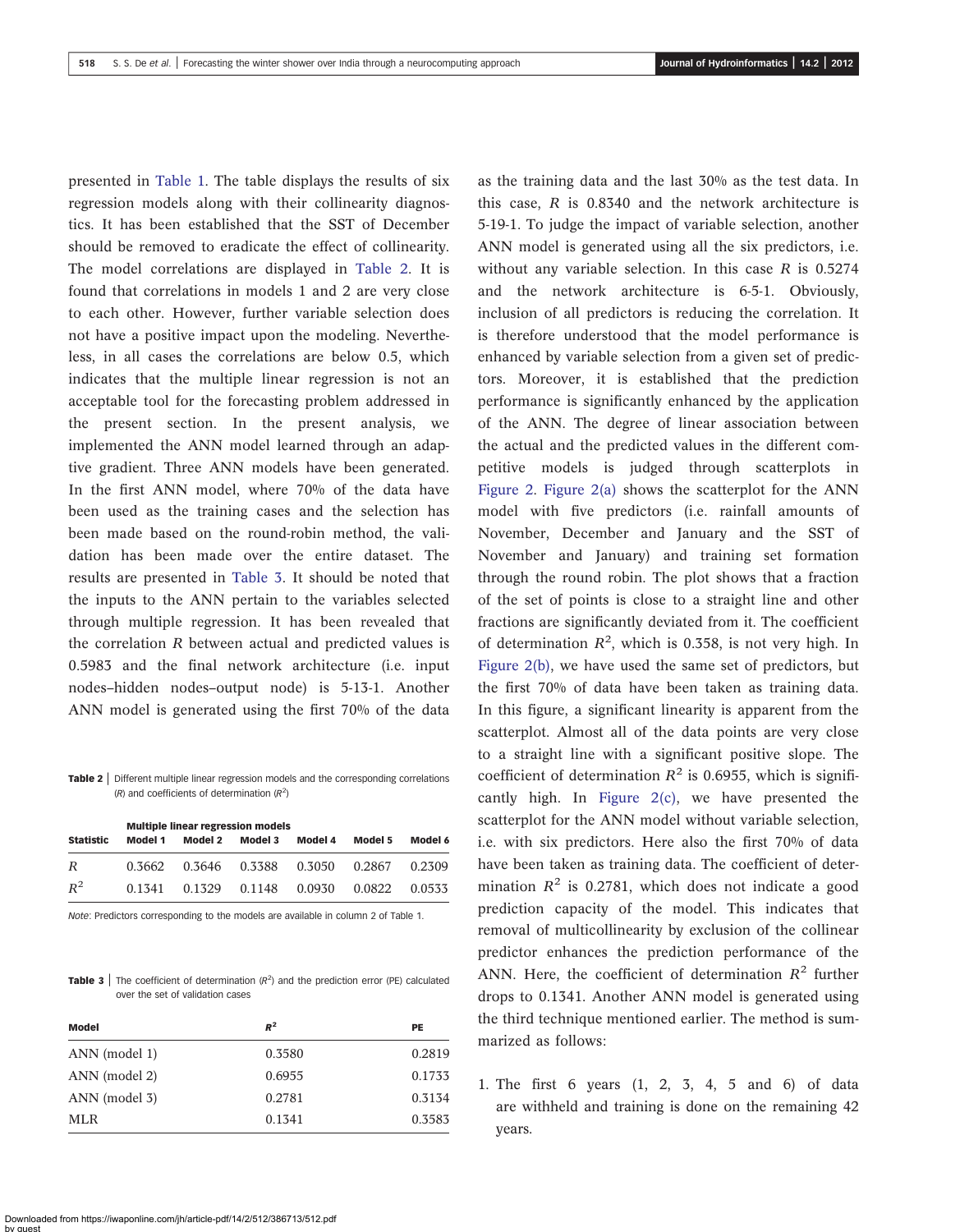presented in Table 1. The table displays the results of six regression models along with their collinearity diagnostics. It has been established that the SST of December should be removed to eradicate the effect of collinearity. The model correlations are displayed in Table 2. It is found that correlations in models 1 and 2 are very close to each other. However, further variable selection does not have a positive impact upon the modeling. Nevertheless, in all cases the correlations are below 0.5, which indicates that the multiple linear regression is not an acceptable tool for the forecasting problem addressed in the present section. In the present analysis, we implemented the ANN model learned through an adaptive gradient. Three ANN models have been generated. In the first ANN model, where 70% of the data have been used as the training cases and the selection has been made based on the round-robin method, the validation has been made over the entire dataset. The results are presented in Table 3. It should be noted that the inputs to the ANN pertain to the variables selected through multiple regression. It has been revealed that the correlation $R$ between actual and predicted values is 0.5983 and the final network architecture (i.e. input nodes–hidden nodes–output node) is 5-13-1. Another ANN model is generated using the first 70% of the data

**Table 2** | Different multiple linear regression models and the corresponding correlations ($R$) and coefficients of determination ($R^2$)

| Statistic | Multiple linear regression models Model 1 | Model 2 | Model 3 | Model 4 | Model 5 | Model 6 |
|---|---|---|---|---|---|---|
| $R$ | 0.3662 | 0.3646 | 0.3388 | 0.3050 | 0.2867 | 0.2309 |
| $R^2$ | 0.1341 | 0.1329 | 0.1148 | 0.0930 | 0.0822 | 0.0533 |

*Note*: Predictors corresponding to the models are available in column 2 of Table 1.

**Table 3** | The coefficient of determination ($R^2$) and the prediction error (PE) calculated over the set of validation cases

| Model | $R^2$ | PE |
|---|---|---|
| ANN (model 1) | 0.3580 | 0.2819 |
| ANN (model 2) | 0.6955 | 0.1733 |
| ANN (model 3) | 0.2781 | 0.3134 |
| MLR | 0.1341 | 0.3583 |

as the training data and the last 30% as the test data. In this case, $R$ is 0.8340 and the network architecture is 5-19-1. To judge the impact of variable selection, another ANN model is generated using all the six predictors, i.e. without any variable selection. In this case $R$ is 0.5274 and the network architecture is 6-5-1. Obviously, inclusion of all predictors is reducing the correlation. It is therefore understood that the model performance is enhanced by variable selection from a given set of predictors. Moreover, it is established that the prediction performance is significantly enhanced by the application of the ANN. The degree of linear association between the actual and the predicted values in the different competitive models is judged through scatterplots in Figure 2. Figure 2(a) shows the scatterplot for the ANN model with five predictors (i.e. rainfall amounts of November, December and January and the SST of November and January) and training set formation through the round robin. The plot shows that a fraction of the set of points is close to a straight line and other fractions are significantly deviated from it. The coefficient of determination $R^2$, which is 0.358, is not very high. In Figure 2(b), we have used the same set of predictors, but the first 70% of data have been taken as training data. In this figure, a significant linearity is apparent from the scatterplot. Almost all of the data points are very close to a straight line with a significant positive slope. The coefficient of determination $R^2$ is 0.6955, which is significantly high. In Figure 2(c), we have presented the scatterplot for the ANN model without variable selection, i.e. with six predictors. Here also the first 70% of data have been taken as training data. The coefficient of determination $R^2$ is 0.2781, which does not indicate a good prediction capacity of the model. This indicates that removal of multicollinearity by exclusion of the collinear predictor enhances the prediction performance of the ANN. Here, the coefficient of determination $R^2$ further drops to 0.1341. Another ANN model is generated using the third technique mentioned earlier. The method is summarized as follows:

1. The first 6 years (1, 2, 3, 4, 5 and 6) of data are withheld and training is done on the remaining 42 years.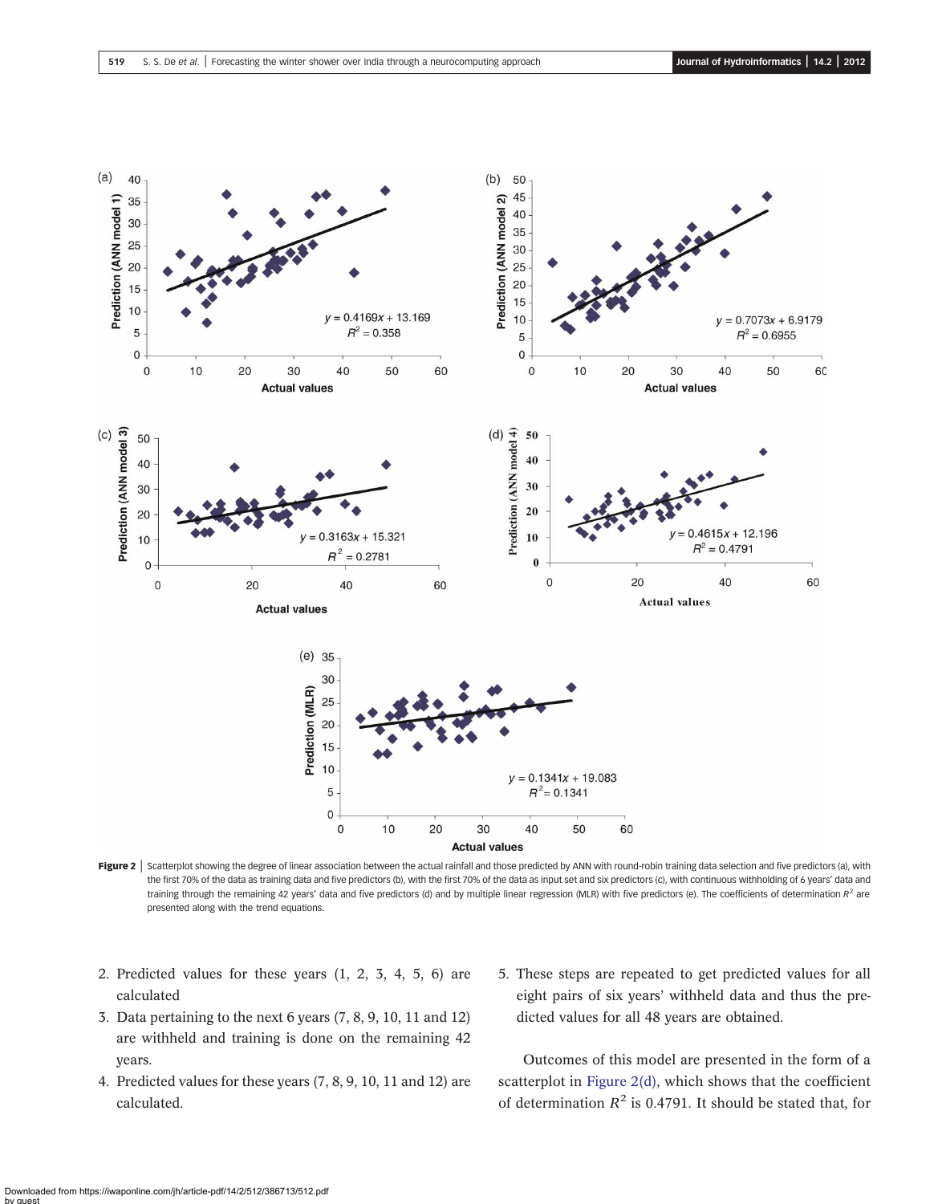(a)

Prediction (ANN model 1)

40
35
30
25
20
15
10
5
0

0 10 20 30 40 50 60

Actual values

$y = 0.4169x + 13.169$
$R^2 = 0.358$

(b)

Prediction (ANN model 2)

50
45
40
35
30
25
20
15
10
5
0

0 10 20 30 40 50 60

Actual values

$y = 0.7073x + 6.9179$
$R^2 = 0.6955$

(c)

Prediction (ANN model 3)

50
40
30
20
10
0

0 20 40 60

Actual values

$y = 0.3163x + 15.321$
$R^2 = 0.2781$

(d)

Prediction (ANN model 4)

50
40
30
20
10
0

0 20 40 60

Actual values

$y = 0.4615x + 12.196$
$R^2 = 0.4791$

(e)

Prediction (MLR)

35
30
25
20
15
10
5
0

0 10 20 30 40 50 60

Actual values

$y = 0.1341x + 19.083$
$R^2 = 0.1341$

**Figure 2** | Scatterplot showing the degree of linear association between the actual rainfall and those predicted by ANN with round-robin training data selection and five predictors (a), with the first 70% of the data as training data and five predictors (b), with the first 70% of the data as input set and six predictors (c), with continuous withholding of 6 years' data and training through the remaining 42 years' data and five predictors (d) and by multiple linear regression (MLR) with five predictors (e). The coefficients of determination $R^2$ are presented along with the trend equations.

2. Predicted values for these years (1, 2, 3, 4, 5, 6) are calculated
3. Data pertaining to the next 6 years (7, 8, 9, 10, 11 and 12) are withheld and training is done on the remaining 42 years.
4. Predicted values for these years (7, 8, 9, 10, 11 and 12) are calculated.
5. These steps are repeated to get predicted values for all eight pairs of six years' withheld data and thus the predicted values for all 48 years are obtained.

Outcomes of this model are presented in the form of a scatterplot in Figure 2(d), which shows that the coefficient of determination $R^2$ is 0.4791. It should be stated that, for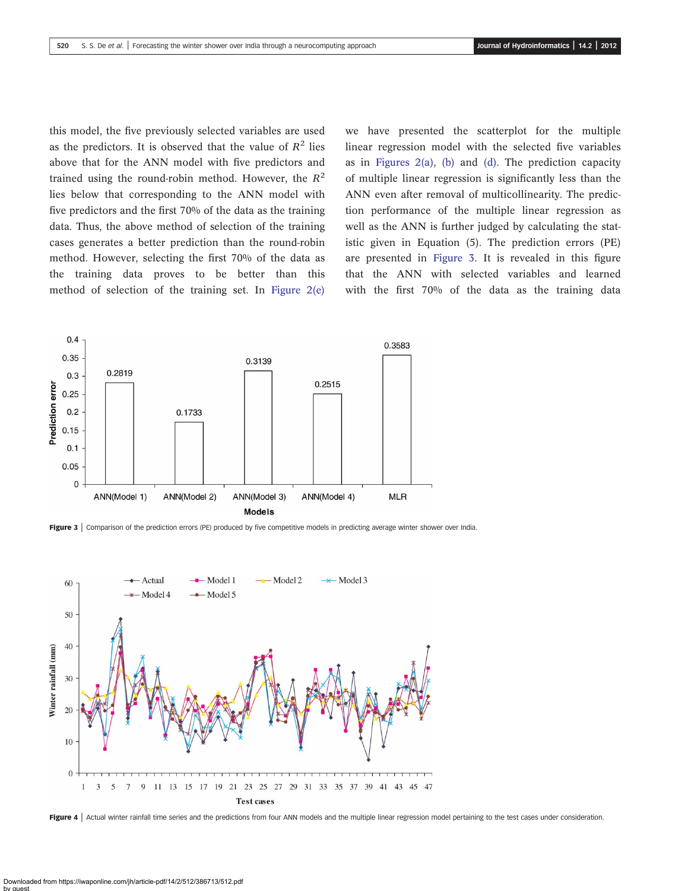this model, the five previously selected variables are used as the predictors. It is observed that the value of $R^2$ lies above that for the ANN model with five predictors and trained using the round-robin method. However, the $R^2$ lies below that corresponding to the ANN model with five predictors and the first 70% of the data as the training data. Thus, the above method of selection of the training cases generates a better prediction than the round-robin method. However, selecting the first 70% of the data as the training data proves to be better than this method of selection of the training set. In Figure 2(e) we have presented the scatterplot for the multiple linear regression model with the selected five variables as in Figures 2(a), (b) and (d). The prediction capacity of multiple linear regression is significantly less than the ANN even after removal of multicollinearity. The prediction performance of the multiple linear regression as well as the ANN is further judged by calculating the statistic given in Equation (5). The prediction errors (PE) are presented in Figure 3. It is revealed in this figure that the ANN with selected variables and learned with the first 70% of the data as the training data

Prediction error

0.4
0.35
0.3
0.25
0.2
0.15
0.1
0.05
0

0.2819
0.1733
0.3139
0.2515
0.3583

ANN(Model 1)
ANN(Model 2)
ANN(Model 3)
ANN(Model 4)
MLR

Models

**Figure 3** | Comparison of the prediction errors (PE) produced by five competitive models in predicting average winter shower over India.

Actual
Model 1
Model 2
Model 3
Model 4
Model 5

Winter rainfall (mm)

60
50
40
30
20
10
0

1 3 5 7 9 11 13 15 17 19 21 23 25 27 29 31 33 35 37 39 41 43 45 47

Test cases

**Figure 4** | Actual winter rainfall time series and the predictions from four ANN models and the multiple linear regression model pertaining to the test cases under consideration.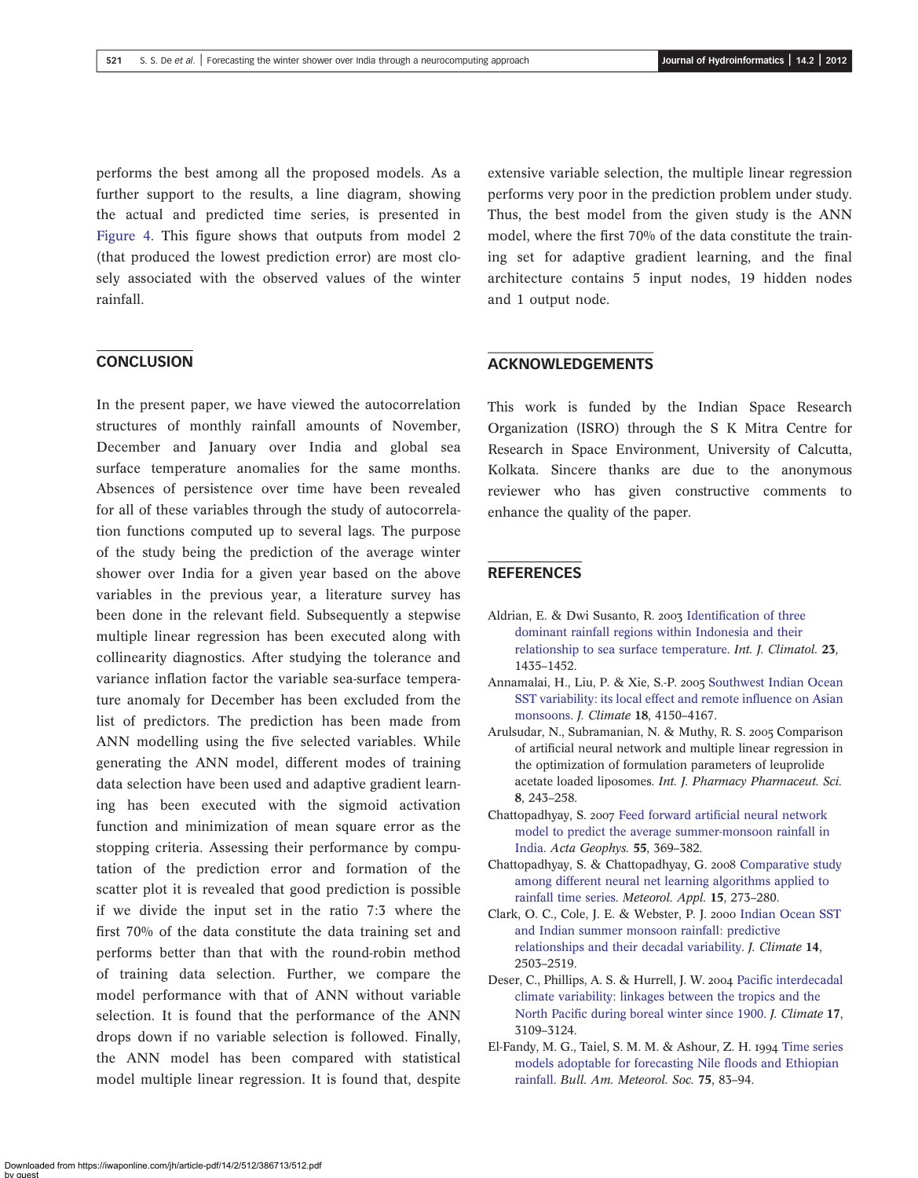performs the best among all the proposed models. As a further support to the results, a line diagram, showing the actual and predicted time series, is presented in Figure 4. This figure shows that outputs from model 2 (that produced the lowest prediction error) are most closely associated with the observed values of the winter rainfall.

## CONCLUSION

In the present paper, we have viewed the autocorrelation structures of monthly rainfall amounts of November, December and January over India and global sea surface temperature anomalies for the same months. Absences of persistence over time have been revealed for all of these variables through the study of autocorrelation functions computed up to several lags. The purpose of the study being the prediction of the average winter shower over India for a given year based on the above variables in the previous year, a literature survey has been done in the relevant field. Subsequently a stepwise multiple linear regression has been executed along with collinearity diagnostics. After studying the tolerance and variance inflation factor the variable sea-surface temperature anomaly for December has been excluded from the list of predictors. The prediction has been made from ANN modelling using the five selected variables. While generating the ANN model, different modes of training data selection have been used and adaptive gradient learning has been executed with the sigmoid activation function and minimization of mean square error as the stopping criteria. Assessing their performance by computation of the prediction error and formation of the scatter plot it is revealed that good prediction is possible if we divide the input set in the ratio 7:3 where the first 70% of the data constitute the data training set and performs better than that with the round-robin method of training data selection. Further, we compare the model performance with that of ANN without variable selection. It is found that the performance of the ANN drops down if no variable selection is followed. Finally, the ANN model has been compared with statistical model multiple linear regression. It is found that, despite extensive variable selection, the multiple linear regression performs very poor in the prediction problem under study. Thus, the best model from the given study is the ANN model, where the first 70% of the data constitute the training set for adaptive gradient learning, and the final architecture contains 5 input nodes, 19 hidden nodes and 1 output node.

## ACKNOWLEDGEMENTS

This work is funded by the Indian Space Research Organization (ISRO) through the S K Mitra Centre for Research in Space Environment, University of Calcutta, Kolkata. Sincere thanks are due to the anonymous reviewer who has given constructive comments to enhance the quality of the paper.

## REFERENCES

Aldrian, E. & Dwi Susanto, R. 2003 Identification of three dominant rainfall regions within Indonesia and their relationship to sea surface temperature. *Int. J. Climatol.* **23**, 1435–1452.

Annamalai, H., Liu, P. & Xie, S.-P. 2005 Southwest Indian Ocean SST variability: its local effect and remote influence on Asian monsoons. *J. Climate* **18**, 4150–4167.

Arulsudar, N., Subramanian, N. & Muthy, R. S. 2005 Comparison of artificial neural network and multiple linear regression in the optimization of formulation parameters of leuprolide acetate loaded liposomes. *Int. J. Pharmacy Pharmaceut. Sci.* **8**, 243–258.

Chattopadhyay, S. 2007 Feed forward artificial neural network model to predict the average summer-monsoon rainfall in India. *Acta Geophys.* **55**, 369–382.

Chattopadhyay, S. & Chattopadhyay, G. 2008 Comparative study among different neural net learning algorithms applied to rainfall time series. *Meteorol. Appl.* **15**, 273–280.

Clark, O. C., Cole, J. E. & Webster, P. J. 2000 Indian Ocean SST and Indian summer monsoon rainfall: predictive relationships and their decadal variability. *J. Climate* **14**, 2503–2519.

Deser, C., Phillips, A. S. & Hurrell, J. W. 2004 Pacific interdecadal climate variability: linkages between the tropics and the North Pacific during boreal winter since 1900. *J. Climate* **17**, 3109–3124.

El-Fandy, M. G., Taiel, S. M. M. & Ashour, Z. H. 1994 Time series models adoptable for forecasting Nile floods and Ethiopian rainfall. *Bull. Am. Meteorol. Soc.* **75**, 83–94.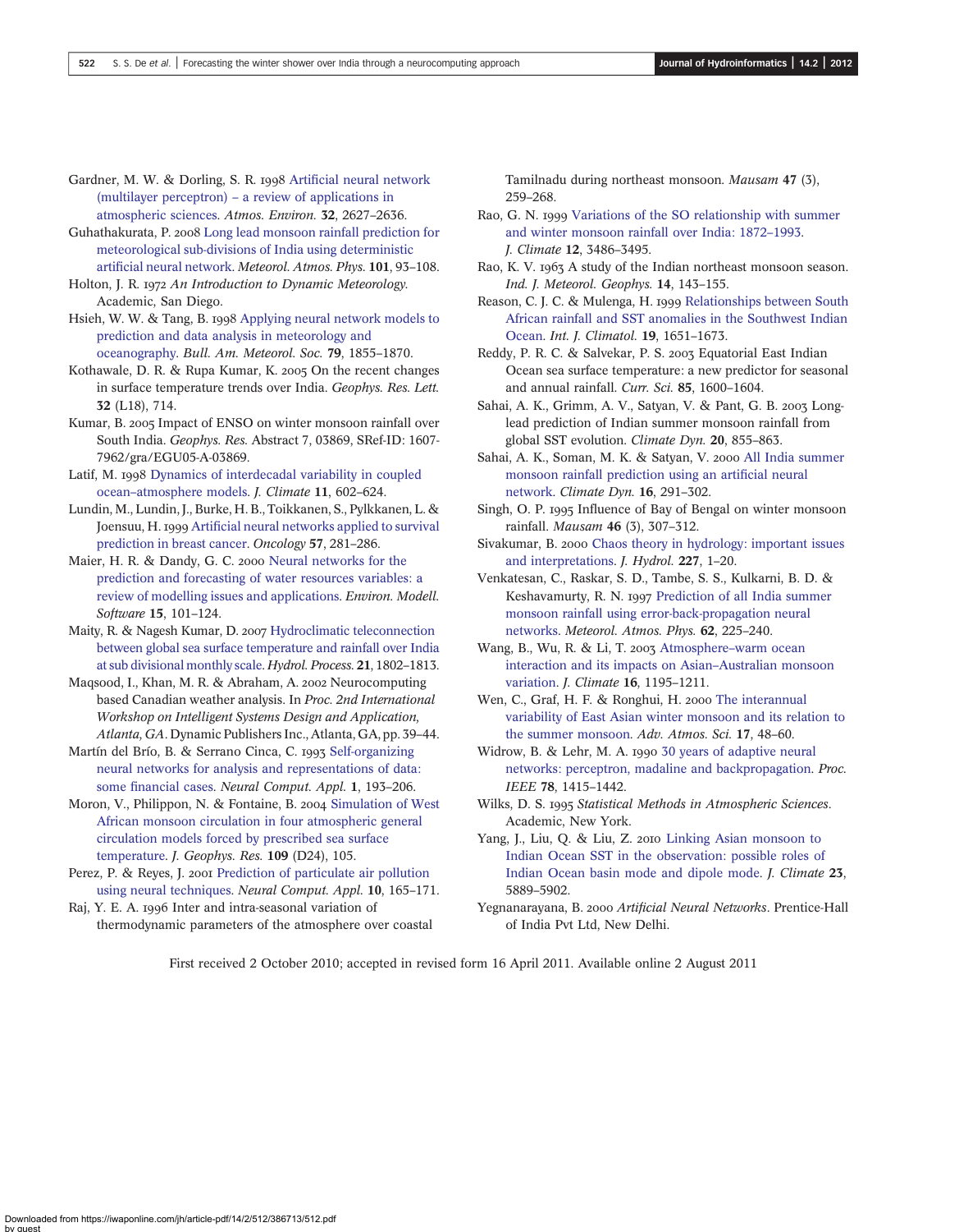Gardner, M. W. & Dorling, S. R. 1998 Artificial neural network (multilayer perceptron) – a review of applications in atmospheric sciences. *Atmos. Environ.* **32**, 2627–2636.

Guhathakurata, P. 2008 Long lead monsoon rainfall prediction for meteorological sub-divisions of India using deterministic artificial neural network. *Meteorol. Atmos. Phys.* **101**, 93–108.

Holton, J. R. 1972 *An Introduction to Dynamic Meteorology*. Academic, San Diego.

Hsieh, W. W. & Tang, B. 1998 Applying neural network models to prediction and data analysis in meteorology and oceanography. *Bull. Am. Meteorol. Soc.* **79**, 1855–1870.

Kothawale, D. R. & Rupa Kumar, K. 2005 On the recent changes in surface temperature trends over India. *Geophys. Res. Lett.* **32** (L18), 714.

Kumar, B. 2005 Impact of ENSO on winter monsoon rainfall over South India. *Geophys. Res.* Abstract 7, 03869, SRef-ID: 1607-7962/gra/EGU05-A-03869.

Latif, M. 1998 Dynamics of interdecadal variability in coupled ocean–atmosphere models. *J. Climate* **11**, 602–624.

Lundin, M., Lundin, J., Burke, H. B., Toikkanen, S., Pylkkanen, L. & Joensuu, H. 1999 Artificial neural networks applied to survival prediction in breast cancer. *Oncology* **57**, 281–286.

Maier, H. R. & Dandy, G. C. 2000 Neural networks for the prediction and forecasting of water resources variables: a review of modelling issues and applications. *Environ. Modell. Software* **15**, 101–124.

Maity, R. & Nagesh Kumar, D. 2007 Hydroclimatic teleconnection between global sea surface temperature and rainfall over India at sub divisional monthly scale. *Hydrol. Process.* **21**, 1802–1813.

Maqsood, I., Khan, M. R. & Abraham, A. 2002 Neurocomputing based Canadian weather analysis. In *Proc. 2nd International Workshop on Intelligent Systems Design and Application, Atlanta, GA*. Dynamic Publishers Inc., Atlanta, GA, pp. 39–44.

Martín del Brío, B. & Serrano Cinca, C. 1993 Self-organizing neural networks for analysis and representations of data: some financial cases. *Neural Comput. Appl.* **1**, 193–206.

Moron, V., Philippon, N. & Fontaine, B. 2004 Simulation of West African monsoon circulation in four atmospheric general circulation models forced by prescribed sea surface temperature. *J. Geophys. Res.* **109** (D24), 105.

Perez, P. & Reyes, J. 2001 Prediction of particulate air pollution using neural techniques. *Neural Comput. Appl.* **10**, 165–171.

Raj, Y. E. A. 1996 Inter and intra-seasonal variation of thermodynamic parameters of the atmosphere over coastal Tamilnadu during northeast monsoon. *Mausam* **47** (3), 259–268.

Rao, G. N. 1999 Variations of the SO relationship with summer and winter monsoon rainfall over India: 1872–1993. *J. Climate* **12**, 3486–3495.

Rao, K. V. 1963 A study of the Indian northeast monsoon season. *Ind. J. Meteorol. Geophys.* **14**, 143–155.

Reason, C. J. C. & Mulenga, H. 1999 Relationships between South African rainfall and SST anomalies in the Southwest Indian Ocean. *Int. J. Climatol.* **19**, 1651–1673.

Reddy, P. R. C. & Salvekar, P. S. 2003 Equatorial East Indian Ocean sea surface temperature: a new predictor for seasonal and annual rainfall. *Curr. Sci.* **85**, 1600–1604.

Sahai, A. K., Grimm, A. V., Satyan, V. & Pant, G. B. 2003 Long-lead prediction of Indian summer monsoon rainfall from global SST evolution. *Climate Dyn.* **20**, 855–863.

Sahai, A. K., Soman, M. K. & Satyan, V. 2000 All India summer monsoon rainfall prediction using an artificial neural network. *Climate Dyn.* **16**, 291–302.

Singh, O. P. 1995 Influence of Bay of Bengal on winter monsoon rainfall. *Mausam* **46** (3), 307–312.

Sivakumar, B. 2000 Chaos theory in hydrology: important issues and interpretations. *J. Hydrol.* **227**, 1–20.

Venkatesan, C., Raskar, S. D., Tambe, S. S., Kulkarni, B. D. & Keshavamurty, R. N. 1997 Prediction of all India summer monsoon rainfall using error-back-propagation neural networks. *Meteorol. Atmos. Phys.* **62**, 225–240.

Wang, B., Wu, R. & Li, T. 2003 Atmosphere–warm ocean interaction and its impacts on Asian–Australian monsoon variation. *J. Climate* **16**, 1195–1211.

Wen, C., Graf, H. F. & Ronghui, H. 2000 The interannual variability of East Asian winter monsoon and its relation to the summer monsoon. *Adv. Atmos. Sci.* **17**, 48–60.

Widrow, B. & Lehr, M. A. 1990 30 years of adaptive neural networks: perceptron, madaline and backpropagation. *Proc. IEEE* **78**, 1415–1442.

Wilks, D. S. 1995 *Statistical Methods in Atmospheric Sciences*. Academic, New York.

Yang, J., Liu, Q. & Liu, Z. 2010 Linking Asian monsoon to Indian Ocean SST in the observation: possible roles of Indian Ocean basin mode and dipole mode. *J. Climate* **23**, 5889–5902.

Yegnanarayana, B. 2000 *Artificial Neural Networks*. Prentice-Hall of India Pvt Ltd, New Delhi.

First received 2 October 2010; accepted in revised form 16 April 2011. Available online 2 August 2011